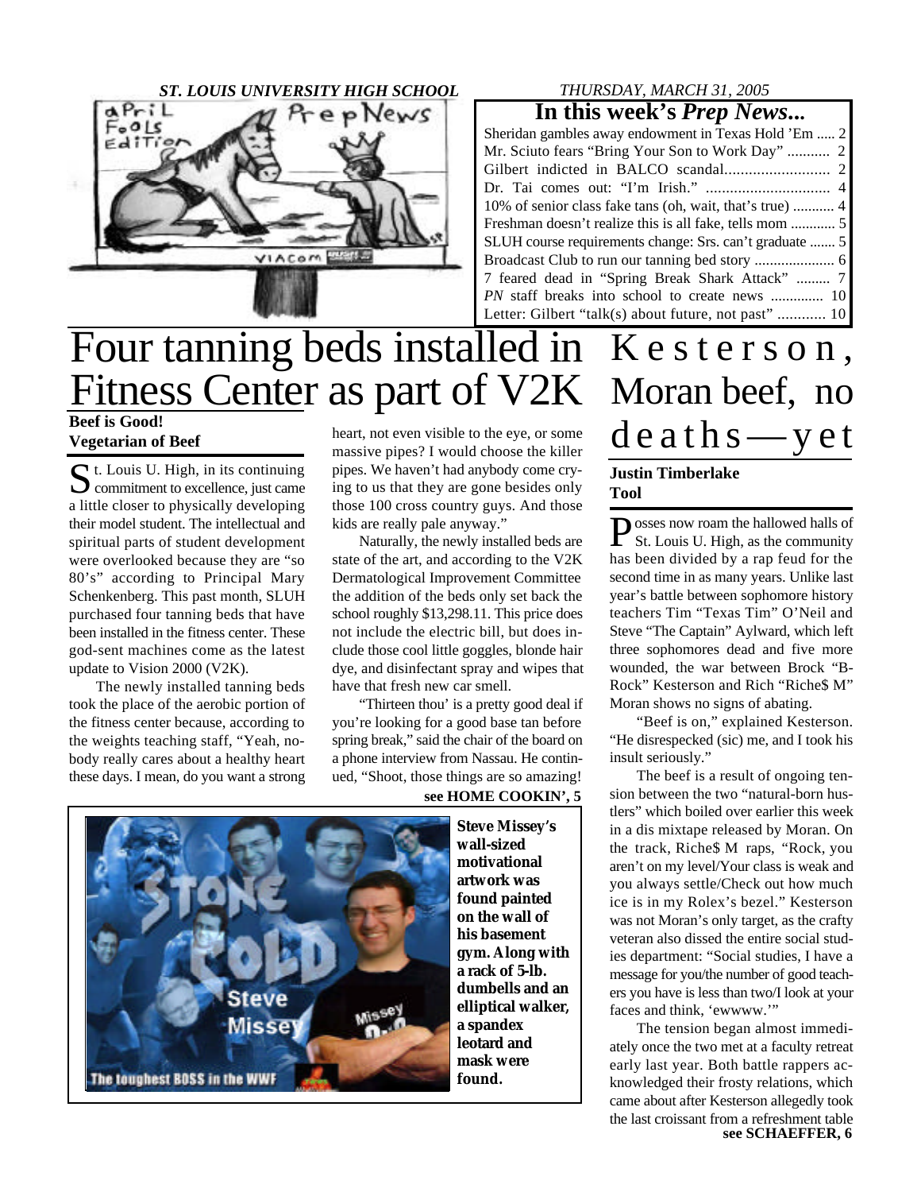*ST. LOUIS UNIVERSITY HIGH SCHOOL* *THURSDAY, MARCH 31, 2005*

## In this week's *Prep News*...

- Sheridan gambles away endowment in Texas Hold 'Em ..... 2
- Mr. Sciuto fears "Bring Your Son to Work Day" ........... 2
- Gilbert indicted in BALCO scandal.......................... 2
- Dr. Tai comes out: "I'm Irish." ............................... 4
- 10% of senior class fake tans (oh, wait, that's true) ........... 4
- Freshman doesn't realize this is all fake, tells mom ............ 5
- SLUH course requirements change: Srs. can't graduate ....... 5
- Broadcast Club to run our tanning bed story ..................... 6
- 7 feared dead in "Spring Break Shark Attack" ......... 7
- *PN* staff breaks into school to create news ............. 10
- Letter: Gilbert "talk(s) about future, not past" ............ 10

# Four tanning beds installed in Fitness Center as part of V2K

**Beef is Good!**
**Vegetarian of Beef**

St. Louis U. High, in its continuing commitment to excellence, just came a little closer to physically developing their model student. The intellectual and spiritual parts of student development were overlooked because they are "so 80's" according to Principal Mary Schenkenberg. This past month, SLUH purchased four tanning beds that have been installed in the fitness center. These god-sent machines come as the latest update to Vision 2000 (V2K).

The newly installed tanning beds took the place of the aerobic portion of the fitness center because, according to the weights teaching staff, "Yeah, nobody really cares about a healthy heart these days. I mean, do you want a strong heart, not even visible to the eye, or some massive pipes? I would choose the killer pipes. We haven't had anybody come crying to us that they are gone besides only those 100 cross country guys. And those kids are really pale anyway."

Naturally, the newly installed beds are state of the art, and according to the V2K Dermatological Improvement Committee the addition of the beds only set back the school roughly $13,298.11. This price does not include the electric bill, but does include those cool little goggles, blonde hair dye, and disinfectant spray and wipes that have that fresh new car smell.

"Thirteen thou' is a pretty good deal if you're looking for a good base tan before spring break," said the chair of the board on a phone interview from Nassau. He continued, "Shoot, those things are so amazing!

**see HOME COOKIN', 5**

**Steve Missey's wall-sized motivational artwork was found painted on the wall of his basement gym. Along with a rack of 5-lb. dumbells and an elliptical walker, a spandex leotard and mask were found.**

# Kesterson, Moran beef, no deaths—yet

**Justin Timberlake**
**Tool**

Posses now roam the hallowed halls of St. Louis U. High, as the community has been divided by a rap feud for the second time in as many years. Unlike last year's battle between sophomore history teachers Tim "Texas Tim" O'Neil and Steve "The Captain" Aylward, which left three sophomores dead and five more wounded, the war between Brock "B-Rock" Kesterson and Rich "Riche$ M" Moran shows no signs of abating.

"Beef is on," explained Kesterson. "He disrespecked (sic) me, and I took his insult seriously."

The beef is a result of ongoing tension between the two "natural-born hustlers" which boiled over earlier this week in a dis mixtape released by Moran. On the track, Riche$ M raps, "Rock, you aren't on my level/Your class is weak and you always settle/Check out how much ice is in my Rolex's bezel." Kesterson was not Moran's only target, as the crafty veteran also dissed the entire social studies department: "Social studies, I have a message for you/the number of good teachers you have is less than two/I look at your faces and think, 'ewwww.'"

The tension began almost immediately once the two met at a faculty retreat early last year. Both battle rappers acknowledged their frosty relations, which came about after Kesterson allegedly took the last croissant from a refreshment table

**see SCHAEFFER, 6**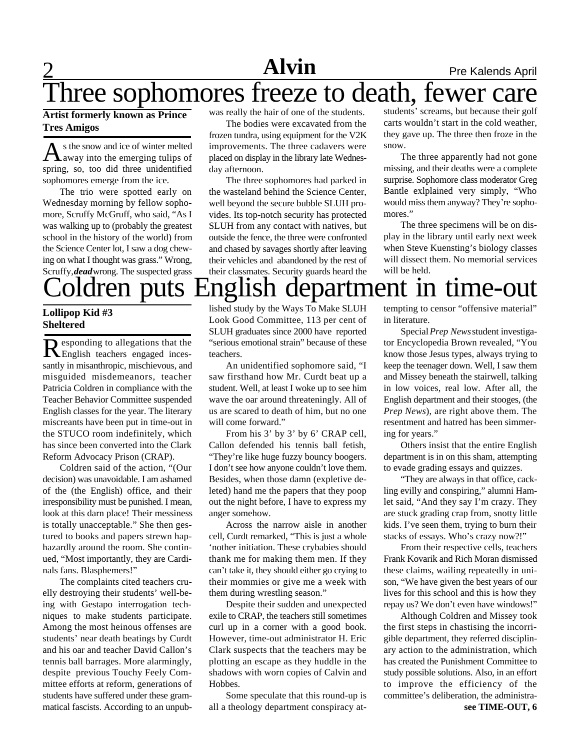# Three sophomores freeze to death, fewer care

**Artist formerly known as Prince**
**Tres Amigos**

As the snow and ice of winter melted away into the emerging tulips of spring, so, too did three unidentified sophomores emerge from the ice.

The trio were spotted early on Wednesday morning by fellow sophomore, Scruffy McGruff, who said, "As I was walking up to (probably the greatest school in the history of the world) from the Science Center lot, I saw a dog chewing on what I thought was grass." Wrong, Scruffy, ***dead*** wrong. The suspected grass was really the hair of one of the students.

The bodies were excavated from the frozen tundra, using equipment for the V2K improvements. The three cadavers were placed on display in the library late Wednesday afternoon.

The three sophomores had parked in the wasteland behind the Science Center, well beyond the secure bubble SLUH provides. Its top-notch security has protected SLUH from any contact with natives, but outside the fence, the three were confronted and chased by savages shortly after leaving their vehicles and abandoned by the rest of their classmates. Security guards heard the students' screams, but because their golf carts wouldn't start in the cold weather, they gave up. The three then froze in the snow.

The three apparently had not gone missing, and their deaths were a complete surprise. Sophomore class moderator Greg Bantle exlplained very simply, "Who would miss them anyway? They're sophomores."

The three specimens will be on display in the library until early next week when Steve Kuensting's biology classes will dissect them. No memorial services will be held.

# Coldren puts English department in time-out

**Lollipop Kid #3**
**Sheltered**

Responding to allegations that the English teachers engaged incessantly in misanthropic, mischievous, and misguided misdemeanors, teacher Patricia Coldren in compliance with the Teacher Behavior Committee suspended English classes for the year. The literary miscreants have been put in time-out in the STUCO room indefinitely, which has since been converted into the Clark Reform Advocacy Prison (CRAP).

Coldren said of the action, "(Our decision) was unavoidable. I am ashamed of the (the English) office, and their irresponsibility must be punished. I mean, look at this darn place! Their messiness is totally unacceptable." She then gestured to books and papers strewn haphazardly around the room. She continued, "Most importantly, they are Cardinals fans. Blasphemers!"

The complaints cited teachers cruelly destroying their students' well-being with Gestapo interrogation techniques to make students participate. Among the most heinous offenses are students' near death beatings by Curdt and his oar and teacher David Callon's tennis ball barrages. More alarmingly, despite previous Touchy Feely Committee efforts at reform, generations of students have suffered under these grammatical fascists. According to an unpublished study by the Ways To Make SLUH Look Good Committee, 113 per cent of SLUH graduates since 2000 have reported "serious emotional strain" because of these teachers.

An unidentified sophomore said, "I saw firsthand how Mr. Curdt beat up a student. Well, at least I woke up to see him wave the oar around threateningly. All of us are scared to death of him, but no one will come forward."

From his 3' by 3' by 6' CRAP cell, Callon defended his tennis ball fetish, "They're like huge fuzzy bouncy boogers. I don't see how anyone couldn't love them. Besides, when those damn (expletive deleted) hand me the papers that they poop out the night before, I have to express my anger somehow.

Across the narrow aisle in another cell, Curdt remarked, "This is just a whole 'nother initiation. These crybabies should thank me for making them men. If they can't take it, they should either go crying to their mommies or give me a week with them during wrestling season."

Despite their sudden and unexpected exile to CRAP, the teachers still sometimes curl up in a corner with a good book. However, time-out administrator H. Eric Clark suspects that the teachers may be plotting an escape as they huddle in the shadows with worn copies of Calvin and Hobbes.

Some speculate that this round-up is all a theology department conspiracy attempting to censor "offensive material" in literature.

Special *Prep News* student investigator Encyclopedia Brown revealed, "You know those Jesus types, always trying to keep the teenager down. Well, I saw them and Missey beneath the stairwell, talking in low voices, real low. After all, the English department and their stooges, (the *Prep News*), are right above them. The resentment and hatred has been simmering for years."

Others insist that the entire English department is in on this sham, attempting to evade grading essays and quizzes.

"They are always in that office, cackling evilly and conspiring," alumni Hamlet said, "And they say I'm crazy. They are stuck grading crap from, snotty little kids. I've seen them, trying to burn their stacks of essays. Who's crazy now?!"

From their respective cells, teachers Frank Kovarik and Rich Moran dismissed these claims, wailing repeatedly in unison, "We have given the best years of our lives for this school and this is how they repay us? We don't even have windows!"

Although Coldren and Missey took the first steps in chastising the incorrigible department, they referred disciplinary action to the administration, which has created the Punishment Committee to study possible solutions. Also, in an effort to improve the efficiency of the committee's deliberation, the administra-

**see TIME-OUT, 6**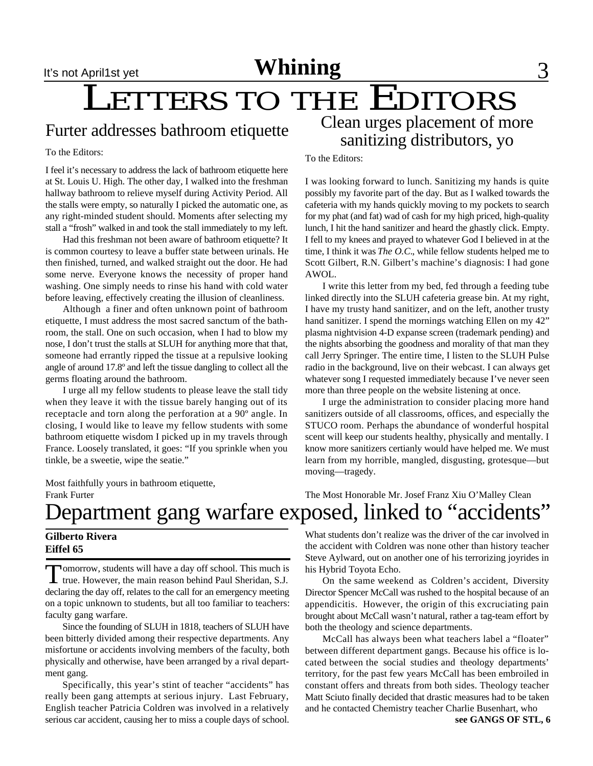# LETTERS TO THE EDITORS

## Furter addresses bathroom etiquette

To the Editors:

I feel it's necessary to address the lack of bathroom etiquette here at St. Louis U. High. The other day, I walked into the freshman hallway bathroom to relieve myself during Activity Period. All the stalls were empty, so naturally I picked the automatic one, as any right-minded student should. Moments after selecting my stall a "frosh" walked in and took the stall immediately to my left.

Had this freshman not been aware of bathroom etiquette? It is common courtesy to leave a buffer state between urinals. He then finished, turned, and walked straight out the door. He had some nerve. Everyone knows the necessity of proper hand washing. One simply needs to rinse his hand with cold water before leaving, effectively creating the illusion of cleanliness.

Although a finer and often unknown point of bathroom etiquette, I must address the most sacred sanctum of the bathroom, the stall. One on such occasion, when I had to blow my nose, I don't trust the stalls at SLUH for anything more that that, someone had errantly ripped the tissue at a repulsive looking angle of around 17.8º and left the tissue dangling to collect all the germs floating around the bathroom.

I urge all my fellow students to please leave the stall tidy when they leave it with the tissue barely hanging out of its receptacle and torn along the perforation at a 90º angle. In closing, I would like to leave my fellow students with some bathroom etiquette wisdom I picked up in my travels through France. Loosely translated, it goes: "If you sprinkle when you tinkle, be a sweetie, wipe the seatie."

Most faithfully yours in bathroom etiquette,
Frank Furter

## Clean urges placement of more sanitizing distributors, yo

To the Editors:

I was looking forward to lunch. Sanitizing my hands is quite possibly my favorite part of the day. But as I walked towards the cafeteria with my hands quickly moving to my pockets to search for my phat (and fat) wad of cash for my high priced, high-quality lunch, I hit the hand sanitizer and heard the ghastly click. Empty. I fell to my knees and prayed to whatever God I believed in at the time, I think it was *The O.C.*, while fellow students helped me to Scott Gilbert, R.N. Gilbert's machine's diagnosis: I had gone AWOL.

I write this letter from my bed, fed through a feeding tube linked directly into the SLUH cafeteria grease bin. At my right, I have my trusty hand sanitizer, and on the left, another trusty hand sanitizer. I spend the mornings watching Ellen on my 42" plasma nightvision 4-D expanse screen (trademark pending) and the nights absorbing the goodness and morality of that man they call Jerry Springer. The entire time, I listen to the SLUH Pulse radio in the background, live on their webcast. I can always get whatever song I requested immediately because I've never seen more than three people on the website listening at once.

I urge the administration to consider placing more hand sanitizers outside of all classrooms, offices, and especially the STUCO room. Perhaps the abundance of wonderful hospital scent will keep our students healthy, physically and mentally. I know more sanitizers certianly would have helped me. We must learn from my horrible, mangled, disgusting, grotesque—but moving—tragedy.

The Most Honorable Mr. Josef Franz Xiu O'Malley Clean

# Department gang warfare exposed, linked to "accidents"

**Gilberto Rivera**
**Eiffel 65**

Tomorrow, students will have a day off school. This much is true. However, the main reason behind Paul Sheridan, S.J. declaring the day off, relates to the call for an emergency meeting on a topic unknown to students, but all too familiar to teachers: faculty gang warfare.

Since the founding of SLUH in 1818, teachers of SLUH have been bitterly divided among their respective departments. Any misfortune or accidents involving members of the faculty, both physically and otherwise, have been arranged by a rival department gang.

Specifically, this year's stint of teacher "accidents" has really been gang attempts at serious injury. Last February, English teacher Patricia Coldren was involved in a relatively serious car accident, causing her to miss a couple days of school. What students don't realize was the driver of the car involved in the accident with Coldren was none other than history teacher Steve Aylward, out on another one of his terrorizing joyrides in his Hybrid Toyota Echo.

On the same weekend as Coldren's accident, Diversity Director Spencer McCall was rushed to the hospital because of an appendicitis. However, the origin of this excruciating pain brought about McCall wasn't natural, rather a tag-team effort by both the theology and science departments.

McCall has always been what teachers label a "floater" between different department gangs. Because his office is located between the social studies and theology departments' territory, for the past few years McCall has been embroiled in constant offers and threats from both sides. Theology teacher Matt Sciuto finally decided that drastic measures had to be taken and he contacted Chemistry teacher Charlie Busenhart, who

**see GANGS OF STL, 6**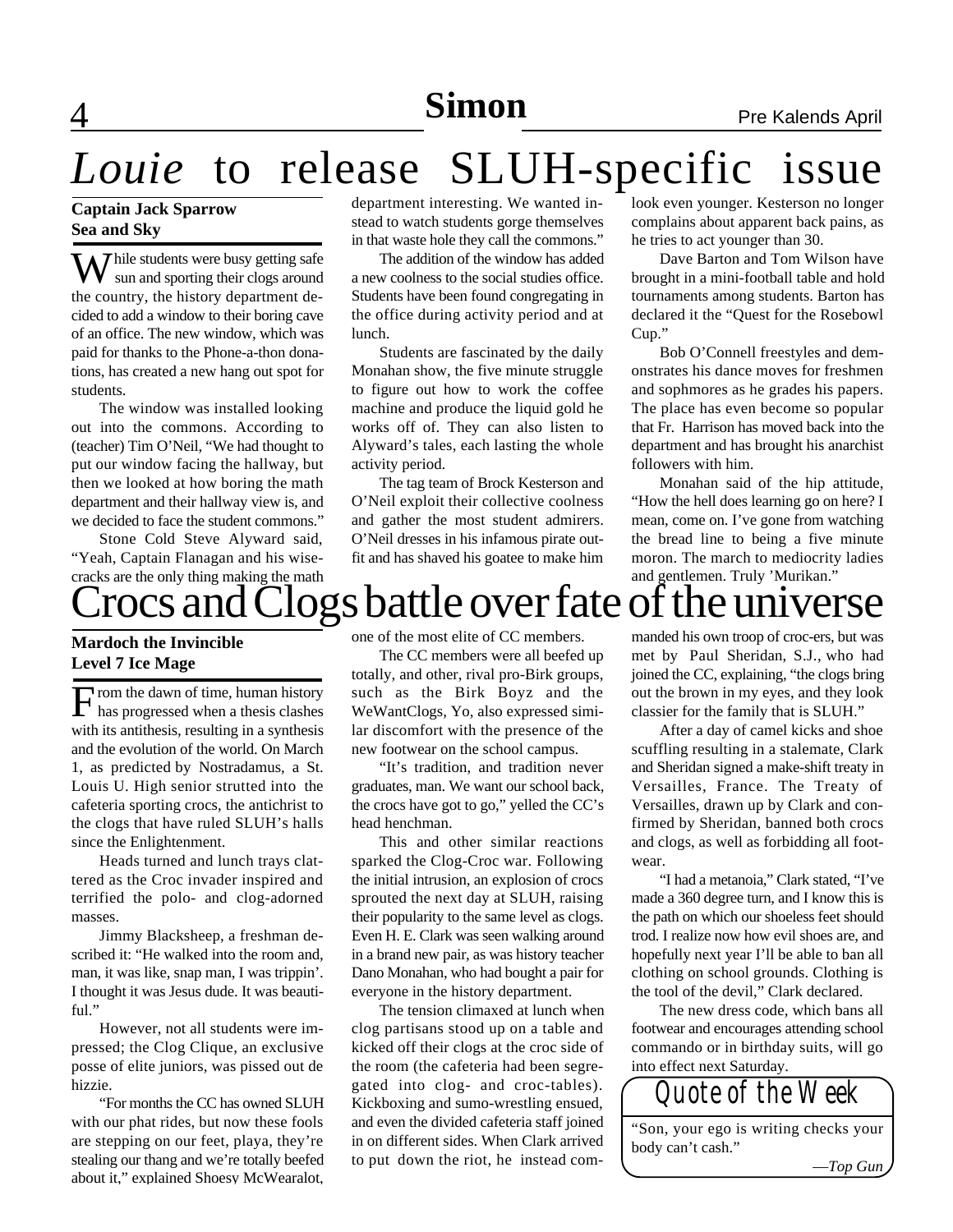# *Louie* to release SLUH-specific issue

**Captain Jack Sparrow**
**Sea and Sky**

While students were busy getting safe sun and sporting their clogs around the country, the history department decided to add a window to their boring cave of an office. The new window, which was paid for thanks to the Phone-a-thon donations, has created a new hang out spot for students.

The window was installed looking out into the commons. According to (teacher) Tim O'Neil, "We had thought to put our window facing the hallway, but then we looked at how boring the math department and their hallway view is, and we decided to face the student commons."

Stone Cold Steve Alyward said, "Yeah, Captain Flanagan and his wisecracks are the only thing making the math department interesting. We wanted instead to watch students gorge themselves in that waste hole they call the commons."

The addition of the window has added a new coolness to the social studies office. Students have been found congregating in the office during activity period and at lunch.

Students are fascinated by the daily Monahan show, the five minute struggle to figure out how to work the coffee machine and produce the liquid gold he works off of. They can also listen to Alyward's tales, each lasting the whole activity period.

The tag team of Brock Kesterson and O'Neil exploit their collective coolness and gather the most student admirers. O'Neil dresses in his infamous pirate outfit and has shaved his goatee to make him look even younger. Kesterson no longer complains about apparent back pains, as he tries to act younger than 30.

Dave Barton and Tom Wilson have brought in a mini-football table and hold tournaments among students. Barton has declared it the "Quest for the Rosebowl Cup."

Bob O'Connell freestyles and demonstrates his dance moves for freshmen and sophmores as he grades his papers. The place has even become so popular that Fr. Harrison has moved back into the department and has brought his anarchist followers with him.

Monahan said of the hip attitude, "How the hell does learning go on here? I mean, come on. I've gone from watching the bread line to being a five minute moron. The march to mediocrity ladies and gentlemen. Truly 'Murikan."

# Crocs and Clogs battle over fate of the universe

**Mardoch the Invincible**
**Level 7 Ice Mage**

From the dawn of time, human history has progressed when a thesis clashes with its antithesis, resulting in a synthesis and the evolution of the world. On March 1, as predicted by Nostradamus, a St. Louis U. High senior strutted into the cafeteria sporting crocs, the antichrist to the clogs that have ruled SLUH's halls since the Enlightenment.

Heads turned and lunch trays clattered as the Croc invader inspired and terrified the polo- and clog-adorned masses.

Jimmy Blacksheep, a freshman described it: "He walked into the room and, man, it was like, snap man, I was trippin'. I thought it was Jesus dude. It was beautiful."

However, not all students were impressed; the Clog Clique, an exclusive posse of elite juniors, was pissed out de hizzie.

"For months the CC has owned SLUH with our phat rides, but now these fools are stepping on our feet, playa, they're stealing our thang and we're totally beefed about it," explained Shoesy McWearalot, one of the most elite of CC members.

The CC members were all beefed up totally, and other, rival pro-Birk groups, such as the Birk Boyz and the WeWantClogs, Yo, also expressed similar discomfort with the presence of the new footwear on the school campus.

"It's tradition, and tradition never graduates, man. We want our school back, the crocs have got to go," yelled the CC's head henchman.

This and other similar reactions sparked the Clog-Croc war. Following the initial intrusion, an explosion of crocs sprouted the next day at SLUH, raising their popularity to the same level as clogs. Even H. E. Clark was seen walking around in a brand new pair, as was history teacher Dano Monahan, who had bought a pair for everyone in the history department.

The tension climaxed at lunch when clog partisans stood up on a table and kicked off their clogs at the croc side of the room (the cafeteria had been segregated into clog- and croc-tables). Kickboxing and sumo-wrestling ensued, and even the divided cafeteria staff joined in on different sides. When Clark arrived to put down the riot, he instead commanded his own troop of croc-ers, but was met by Paul Sheridan, S.J., who had joined the CC, explaining, "the clogs bring out the brown in my eyes, and they look classier for the family that is SLUH."

After a day of camel kicks and shoe scuffling resulting in a stalemate, Clark and Sheridan signed a make-shift treaty in Versailles, France. The Treaty of Versailles, drawn up by Clark and confirmed by Sheridan, banned both crocs and clogs, as well as forbidding all footwear.

"I had a metanoia," Clark stated, "I've made a 360 degree turn, and I know this is the path on which our shoeless feet should trod. I realize now how evil shoes are, and hopefully next year I'll be able to ban all clothing on school grounds. Clothing is the tool of the devil," Clark declared.

The new dress code, which bans all footwear and encourages attending school commando or in birthday suits, will go into effect next Saturday.

## Quote of the Week

"Son, your ego is writing checks your body can't cash."

*—Top Gun*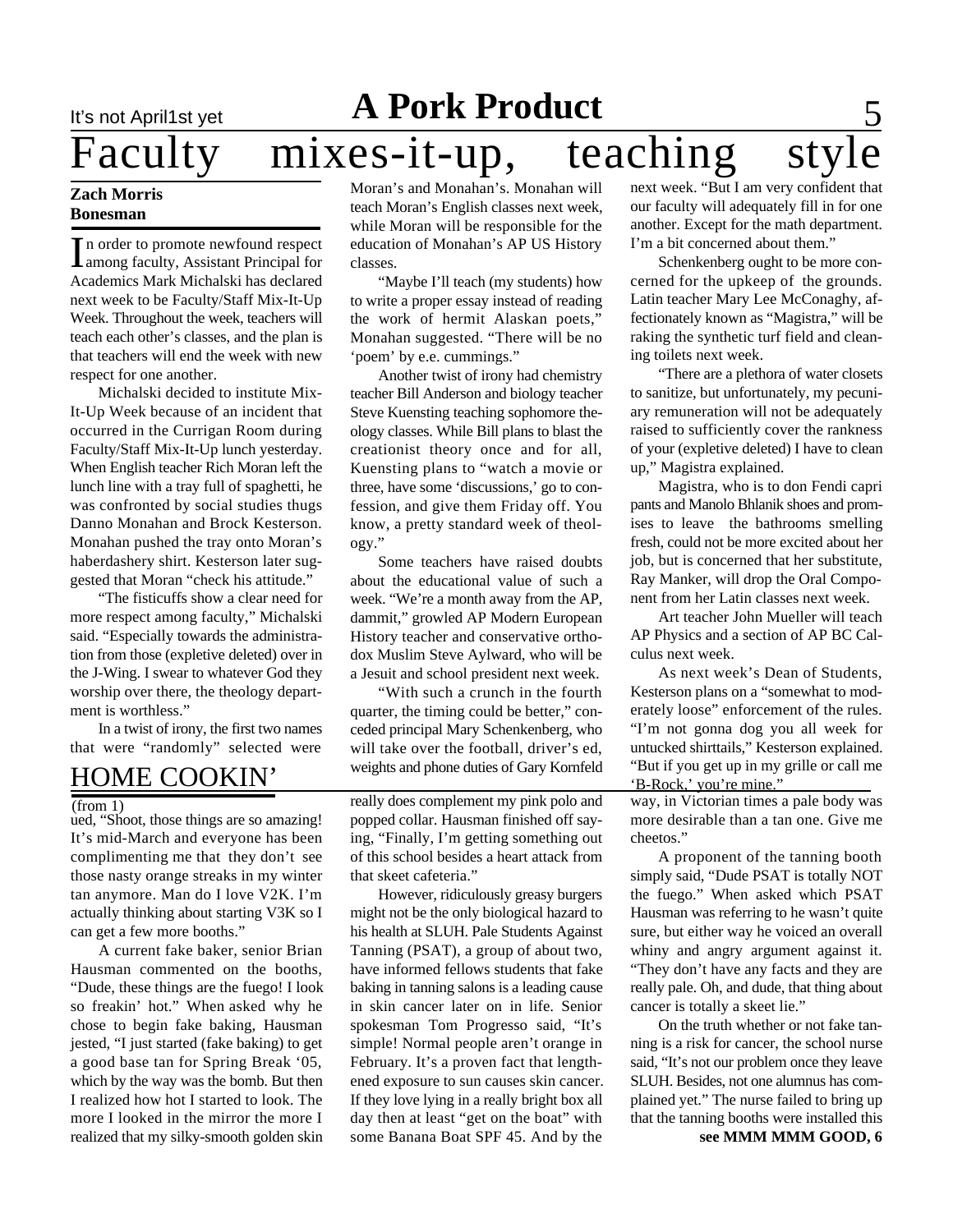# Faculty mixes-it-up, teaching style

**Zach Morris**
**Bonesman**

In order to promote newfound respect among faculty, Assistant Principal for Academics Mark Michalski has declared next week to be Faculty/Staff Mix-It-Up Week. Throughout the week, teachers will teach each other's classes, and the plan is that teachers will end the week with new respect for one another.

Michalski decided to institute Mix-It-Up Week because of an incident that occurred in the Currigan Room during Faculty/Staff Mix-It-Up lunch yesterday. When English teacher Rich Moran left the lunch line with a tray full of spaghetti, he was confronted by social studies thugs Danno Monahan and Brock Kesterson. Monahan pushed the tray onto Moran's haberdashery shirt. Kesterson later suggested that Moran "check his attitude."

"The fisticuffs show a clear need for more respect among faculty," Michalski said. "Especially towards the administration from those (expletive deleted) over in the J-Wing. I swear to whatever God they worship over there, the theology department is worthless."

In a twist of irony, the first two names that were "randomly" selected were Moran's and Monahan's. Monahan will teach Moran's English classes next week, while Moran will be responsible for the education of Monahan's AP US History classes.

"Maybe I'll teach (my students) how to write a proper essay instead of reading the work of hermit Alaskan poets," Monahan suggested. "There will be no 'poem' by e.e. cummings."

Another twist of irony had chemistry teacher Bill Anderson and biology teacher Steve Kuensting teaching sophomore theology classes. While Bill plans to blast the creationist theory once and for all, Kuensting plans to "watch a movie or three, have some 'discussions,' go to confession, and give them Friday off. You know, a pretty standard week of theology."

Some teachers have raised doubts about the educational value of such a week. "We're a month away from the AP, dammit," growled AP Modern European History teacher and conservative orthodox Muslim Steve Aylward, who will be a Jesuit and school president next week.

"With such a crunch in the fourth quarter, the timing could be better," conceded principal Mary Schenkenberg, who will take over the football, driver's ed, weights and phone duties of Gary Kornfeld next week. "But I am very confident that our faculty will adequately fill in for one another. Except for the math department. I'm a bit concerned about them."

Schenkenberg ought to be more concerned for the upkeep of the grounds. Latin teacher Mary Lee McConaghy, affectionately known as "Magistra," will be raking the synthetic turf field and cleaning toilets next week.

"There are a plethora of water closets to sanitize, but unfortunately, my pecuniary remuneration will not be adequately raised to sufficiently cover the rankness of your (expletive deleted) I have to clean up," Magistra explained.

Magistra, who is to don Fendi capri pants and Manolo Bhlanik shoes and promises to leave the bathrooms smelling fresh, could not be more excited about her job, but is concerned that her substitute, Ray Manker, will drop the Oral Component from her Latin classes next week.

Art teacher John Mueller will teach AP Physics and a section of AP BC Calculus next week.

As next week's Dean of Students, Kesterson plans on a "somewhat to moderately loose" enforcement of the rules. "I'm not gonna dog you all week for untucked shirttails," Kesterson explained. "But if you get up in my grille or call me 'B-Rock,' you're mine."

## HOME COOKIN'

(from 1)

ued, "Shoot, those things are so amazing! It's mid-March and everyone has been complimenting me that they don't see those nasty orange streaks in my winter tan anymore. Man do I love V2K. I'm actually thinking about starting V3K so I can get a few more booths."

A current fake baker, senior Brian Hausman commented on the booths, "Dude, these things are the fuego! I look so freakin' hot." When asked why he chose to begin fake baking, Hausman jested, "I just started (fake baking) to get a good base tan for Spring Break '05, which by the way was the bomb. But then I realized how hot I started to look. The more I looked in the mirror the more I realized that my silky-smooth golden skin really does complement my pink polo and popped collar. Hausman finished off saying, "Finally, I'm getting something out of this school besides a heart attack from that skeet cafeteria."

However, ridiculously greasy burgers might not be the only biological hazard to his health at SLUH. Pale Students Against Tanning (PSAT), a group of about two, have informed fellows students that fake baking in tanning salons is a leading cause in skin cancer later on in life. Senior spokesman Tom Progresso said, "It's simple! Normal people aren't orange in February. It's a proven fact that lengthened exposure to sun causes skin cancer. If they love lying in a really bright box all day then at least "get on the boat" with some Banana Boat SPF 45. And by the way, in Victorian times a pale body was more desirable than a tan one. Give me cheetos."

A proponent of the tanning booth simply said, "Dude PSAT is totally NOT the fuego." When asked which PSAT Hausman was referring to he wasn't quite sure, but either way he voiced an overall whiny and angry argument against it. "They don't have any facts and they are really pale. Oh, and dude, that thing about cancer is totally a skeet lie."

On the truth whether or not fake tanning is a risk for cancer, the school nurse said, "It's not our problem once they leave SLUH. Besides, not one alumnus has complained yet." The nurse failed to bring up that the tanning booths were installed this

**see MMM MMM GOOD, 6**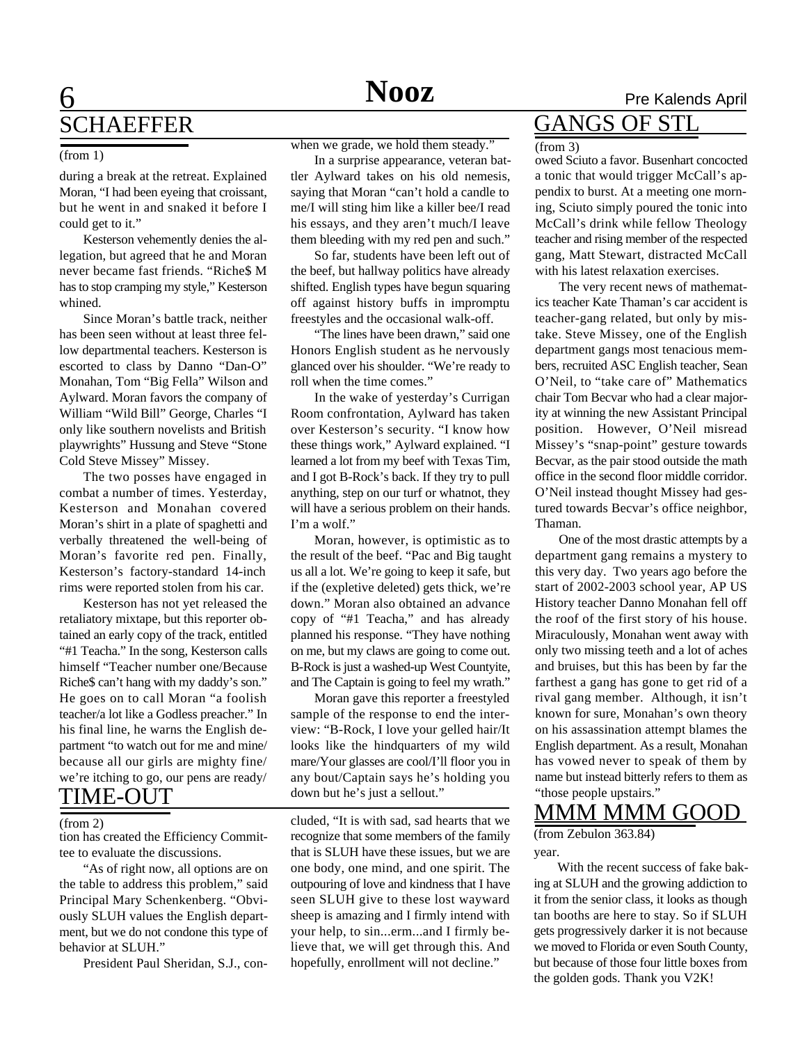## SCHAEFFER

(from 1)

during a break at the retreat. Explained Moran, "I had been eyeing that croissant, but he went in and snaked it before I could get to it."

Kesterson vehemently denies the allegation, but agreed that he and Moran never became fast friends. "Riche$ M has to stop cramping my style," Kesterson whined.

Since Moran's battle track, neither has been seen without at least three fellow departmental teachers. Kesterson is escorted to class by Danno "Dan-O" Monahan, Tom "Big Fella" Wilson and Aylward. Moran favors the company of William "Wild Bill" George, Charles "I only like southern novelists and British playwrights" Hussung and Steve "Stone Cold Steve Missey" Missey.

The two posses have engaged in combat a number of times. Yesterday, Kesterson and Monahan covered Moran's shirt in a plate of spaghetti and verbally threatened the well-being of Moran's favorite red pen. Finally, Kesterson's factory-standard 14-inch rims were reported stolen from his car.

Kesterson has not yet released the retaliatory mixtape, but this reporter obtained an early copy of the track, entitled "#1 Teacha." In the song, Kesterson calls himself "Teacher number one/Because Riche$ can't hang with my daddy's son." He goes on to call Moran "a foolish teacher/a lot like a Godless preacher." In his final line, he warns the English department "to watch out for me and mine/ because all our girls are mighty fine/ we're itching to go, our pens are ready/ when we grade, we hold them steady."

In a surprise appearance, veteran battler Aylward takes on his old nemesis, saying that Moran "can't hold a candle to me/I will sting him like a killer bee/I read his essays, and they aren't much/I leave them bleeding with my red pen and such."

So far, students have been left out of the beef, but hallway politics have already shifted. English types have begun squaring off against history buffs in impromptu freestyles and the occasional walk-off.

"The lines have been drawn," said one Honors English student as he nervously glanced over his shoulder. "We're ready to roll when the time comes."

In the wake of yesterday's Currigan Room confrontation, Aylward has taken over Kesterson's security. "I know how these things work," Aylward explained. "I learned a lot from my beef with Texas Tim, and I got B-Rock's back. If they try to pull anything, step on our turf or whatnot, they will have a serious problem on their hands. I'm a wolf."

Moran, however, is optimistic as to the result of the beef. "Pac and Big taught us all a lot. We're going to keep it safe, but if the (expletive deleted) gets thick, we're down." Moran also obtained an advance copy of "#1 Teacha," and has already planned his response. "They have nothing on me, but my claws are going to come out. B-Rock is just a washed-up West Countyite, and The Captain is going to feel my wrath."

Moran gave this reporter a freestyled sample of the response to end the interview: "B-Rock, I love your gelled hair/It looks like the hindquarters of my wild mare/Your glasses are cool/I'll floor you in any bout/Captain says he's holding you down but he's just a sellout."

## TIME-OUT

(from 2)

tion has created the Efficiency Committee to evaluate the discussions.

"As of right now, all options are on the table to address this problem," said Principal Mary Schenkenberg. "Obviously SLUH values the English department, but we do not condone this type of behavior at SLUH."

President Paul Sheridan, S.J., concluded, "It is with sad, sad hearts that we recognize that some members of the family that is SLUH have these issues, but we are one body, one mind, and one spirit. The outpouring of love and kindness that I have seen SLUH give to these lost wayward sheep is amazing and I firmly intend with your help, to sin...erm...and I firmly believe that, we will get through this. And hopefully, enrollment will not decline."

## GANGS OF STL

(from 3)

owed Sciuto a favor. Busenhart concocted a tonic that would trigger McCall's appendix to burst. At a meeting one morning, Sciuto simply poured the tonic into McCall's drink while fellow Theology teacher and rising member of the respected gang, Matt Stewart, distracted McCall with his latest relaxation exercises.

The very recent news of mathematics teacher Kate Thaman's car accident is teacher-gang related, but only by mistake. Steve Missey, one of the English department gangs most tenacious members, recruited ASC English teacher, Sean O'Neil, to "take care of" Mathematics chair Tom Becvar who had a clear majority at winning the new Assistant Principal position. However, O'Neil misread Missey's "snap-point" gesture towards Becvar, as the pair stood outside the math office in the second floor middle corridor. O'Neil instead thought Missey had gestured towards Becvar's office neighbor, Thaman.

One of the most drastic attempts by a department gang remains a mystery to this very day. Two years ago before the start of 2002-2003 school year, AP US History teacher Danno Monahan fell off the roof of the first story of his house. Miraculously, Monahan went away with only two missing teeth and a lot of aches and bruises, but this has been by far the farthest a gang has gone to get rid of a rival gang member. Although, it isn't known for sure, Monahan's own theory on his assassination attempt blames the English department. As a result, Monahan has vowed never to speak of them by name but instead bitterly refers to them as "those people upstairs."

## MMM MMM GOOD

(from Zebulon 363.84)

year.

With the recent success of fake baking at SLUH and the growing addiction to it from the senior class, it looks as though tan booths are here to stay. So if SLUH gets progressively darker it is not because we moved to Florida or even South County, but because of those four little boxes from the golden gods. Thank you V2K!